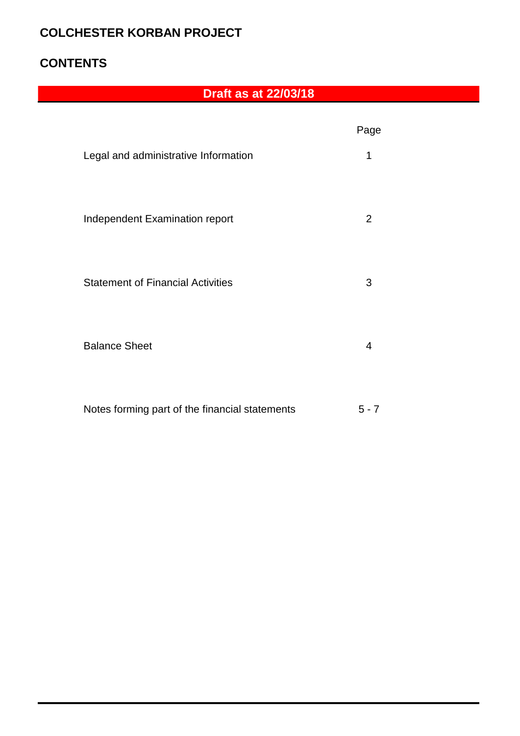# COLCHESTER KORBAN PROJECT

## CONTENTS

**Draft as at 22/03/18**

| | Page |
|---|---|
| Legal and administrative Information | 1 |
| Independent Examination report | 2 |
| Statement of Financial Activities | 3 |
| Balance Sheet | 4 |
| Notes forming part of the financial statements | 5 - 7 |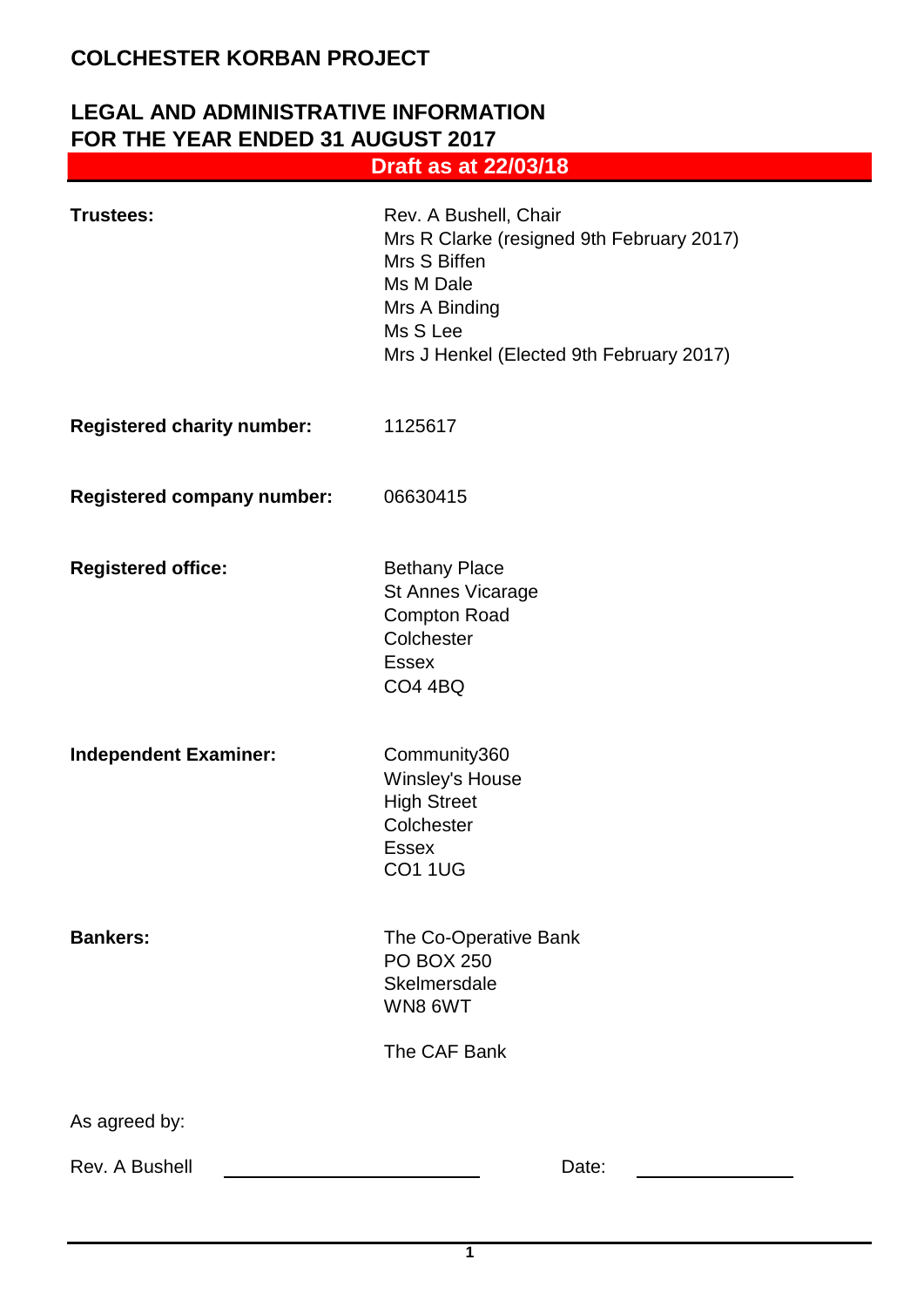# COLCHESTER KORBAN PROJECT

## LEGAL AND ADMINISTRATIVE INFORMATION FOR THE YEAR ENDED 31 AUGUST 2017

**Draft as at 22/03/18**

| | |
|---|---|
| **Trustees:** | Rev. A Bushell, Chair<br>Mrs R Clarke (resigned 9th February 2017)<br>Mrs S Biffen<br>Ms M Dale<br>Mrs A Binding<br>Ms S Lee<br>Mrs J Henkel (Elected 9th February 2017) |
| **Registered charity number:** | 1125617 |
| **Registered company number:** | 06630415 |
| **Registered office:** | Bethany Place<br>St Annes Vicarage<br>Compton Road<br>Colchester<br>Essex<br>CO4 4BQ |
| **Independent Examiner:** | Community360<br>Winsley's House<br>High Street<br>Colchester<br>Essex<br>CO1 1UG |
| **Bankers:** | The Co-Operative Bank<br>PO BOX 250<br>Skelmersdale<br>WN8 6WT<br><br>The CAF Bank |

As agreed by:

Rev. A Bushell ______________________ Date: ________________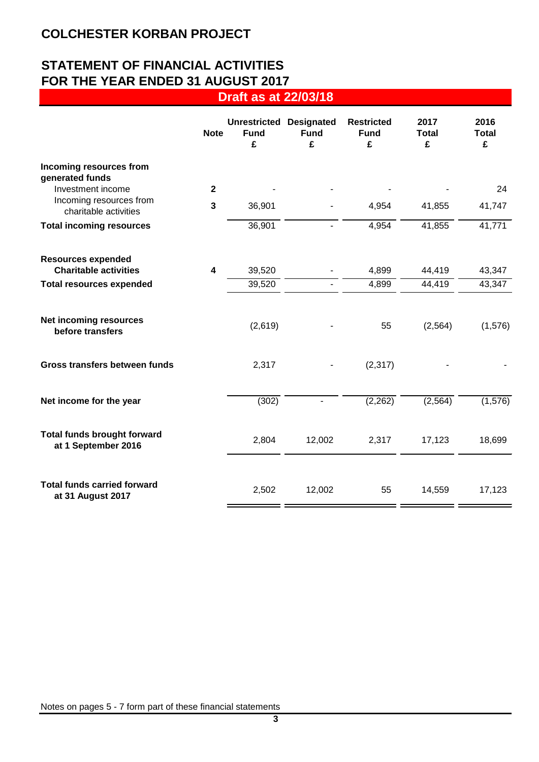# COLCHESTER KORBAN PROJECT

## STATEMENT OF FINANCIAL ACTIVITIES
## FOR THE YEAR ENDED 31 AUGUST 2017

**Draft as at 22/03/18**

| | Note | Unrestricted Fund £ | Designated Fund £ | Restricted Fund £ | 2017 Total £ | 2016 Total £ |
|---|---|---|---|---|---|---|
| **Incoming resources from generated funds** | | | | | | |
| Investment income | 2 | - | - | - | - | 24 |
| Incoming resources from charitable activities | 3 | 36,901 | - | 4,954 | 41,855 | 41,747 |
| **Total incoming resources** | | 36,901 | - | 4,954 | 41,855 | 41,771 |
| **Resources expended** | | | | | | |
| **Charitable activities** | 4 | 39,520 | - | 4,899 | 44,419 | 43,347 |
| **Total resources expended** | | 39,520 | - | 4,899 | 44,419 | 43,347 |
| **Net incoming resources before transfers** | | (2,619) | - | 55 | (2,564) | (1,576) |
| **Gross transfers between funds** | | 2,317 | - | (2,317) | - | - |
| **Net income for the year** | | (302) | - | (2,262) | (2,564) | (1,576) |
| **Total funds brought forward at 1 September 2016** | | 2,804 | 12,002 | 2,317 | 17,123 | 18,699 |
| **Total funds carried forward at 31 August 2017** | | 2,502 | 12,002 | 55 | 14,559 | 17,123 |

Notes on pages 5 - 7 form part of these financial statements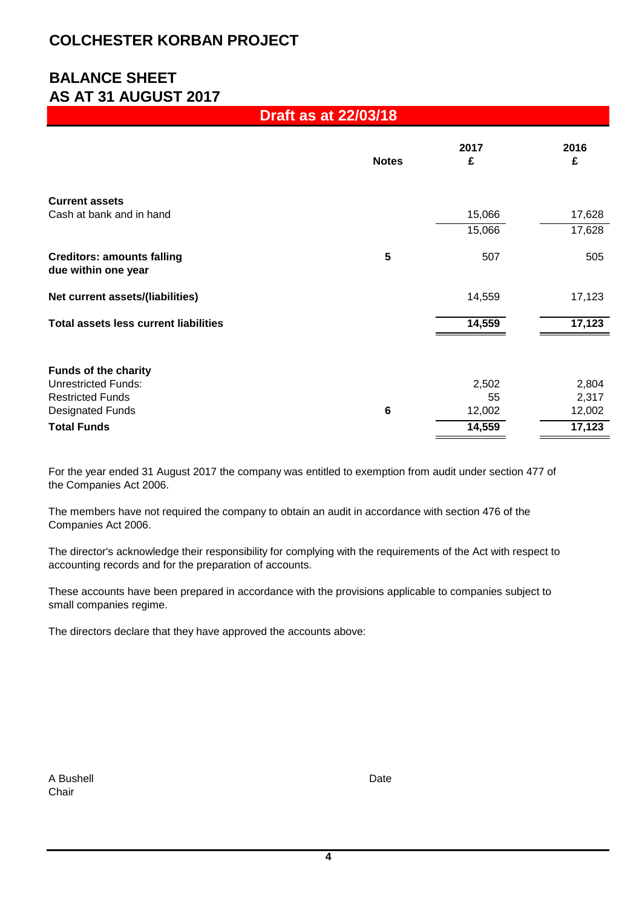# COLCHESTER KORBAN PROJECT

## BALANCE SHEET
## AS AT 31 AUGUST 2017

**Draft as at 22/03/18**

| | Notes | 2017 £ | 2016 £ |
|---|---|---|---|
| **Current assets** | | | |
| Cash at bank and in hand | | 15,066 | 17,628 |
| | | 15,066 | 17,628 |
| **Creditors: amounts falling due within one year** | 5 | 507 | 505 |
| **Net current assets/(liabilities)** | | 14,559 | 17,123 |
| **Total assets less current liabilities** | | **14,559** | **17,123** |
| | | | |
| **Funds of the charity** | | | |
| Unrestricted Funds: | | 2,502 | 2,804 |
| Restricted Funds | | 55 | 2,317 |
| Designated Funds | 6 | 12,002 | 12,002 |
| **Total Funds** | | **14,559** | **17,123** |

For the year ended 31 August 2017 the company was entitled to exemption from audit under section 477 of the Companies Act 2006.

The members have not required the company to obtain an audit in accordance with section 476 of the Companies Act 2006.

The director's acknowledge their responsibility for complying with the requirements of the Act with respect to accounting records and for the preparation of accounts.

These accounts have been prepared in accordance with the provisions applicable to companies subject to small companies regime.

The directors declare that they have approved the accounts above:

A Bushell
Chair

Date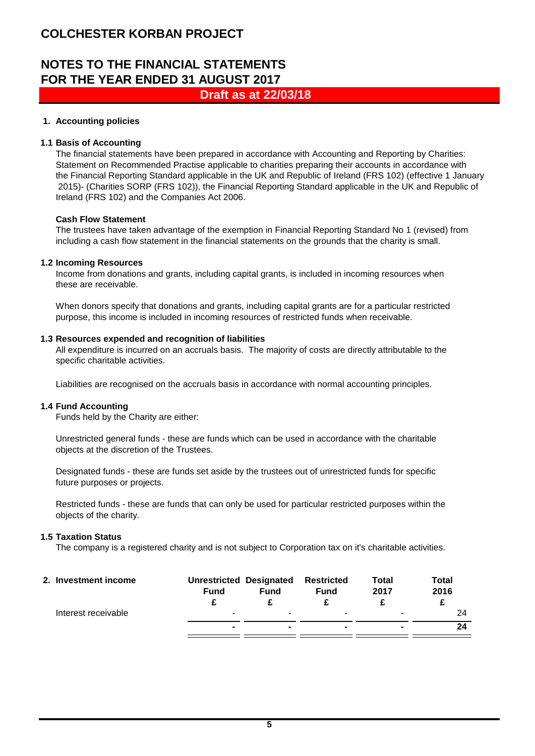# COLCHESTER KORBAN PROJECT

## NOTES TO THE FINANCIAL STATEMENTS
## FOR THE YEAR ENDED 31 AUGUST 2017

**Draft as at 22/03/18**

### 1. Accounting policies

**1.1 Basis of Accounting**

The financial statements have been prepared in accordance with Accounting and Reporting by Charities: Statement on Recommended Practise applicable to charities preparing their accounts in accordance with the Financial Reporting Standard applicable in the UK and Republic of Ireland (FRS 102) (effective 1 January 2015)- (Charities SORP (FRS 102)), the Financial Reporting Standard applicable in the UK and Republic of Ireland (FRS 102) and the Companies Act 2006.

**Cash Flow Statement**

The trustees have taken advantage of the exemption in Financial Reporting Standard No 1 (revised) from including a cash flow statement in the financial statements on the grounds that the charity is small.

**1.2 Incoming Resources**

Income from donations and grants, including capital grants, is included in incoming resources when these are receivable.

When donors specify that donations and grants, including capital grants are for a particular restricted purpose, this income is included in incoming resources of restricted funds when receivable.

**1.3 Resources expended and recognition of liabilities**

All expenditure is incurred on an accruals basis. The majority of costs are directly attributable to the specific charitable activities.

Liabilities are recognised on the accruals basis in accordance with normal accounting principles.

**1.4 Fund Accounting**

Funds held by the Charity are either:

Unrestricted general funds - these are funds which can be used in accordance with the charitable objects at the discretion of the Trustees.

Designated funds - these are funds set aside by the trustees out of unrestricted funds for specific future purposes or projects.

Restricted funds - these are funds that can only be used for particular restricted purposes within the objects of the charity.

**1.5 Taxation Status**

The company is a registered charity and is not subject to Corporation tax on it's charitable activities.

### 2. Investment income

| | Unrestricted Fund | Designated Fund | Restricted Fund | Total 2017 | Total 2016 |
|---|---|---|---|---|---|
| | £ | £ | £ | £ | £ |
| Interest receivable | - | - | - | - | 24 |
| | **-** | **-** | **-** | **-** | **24** |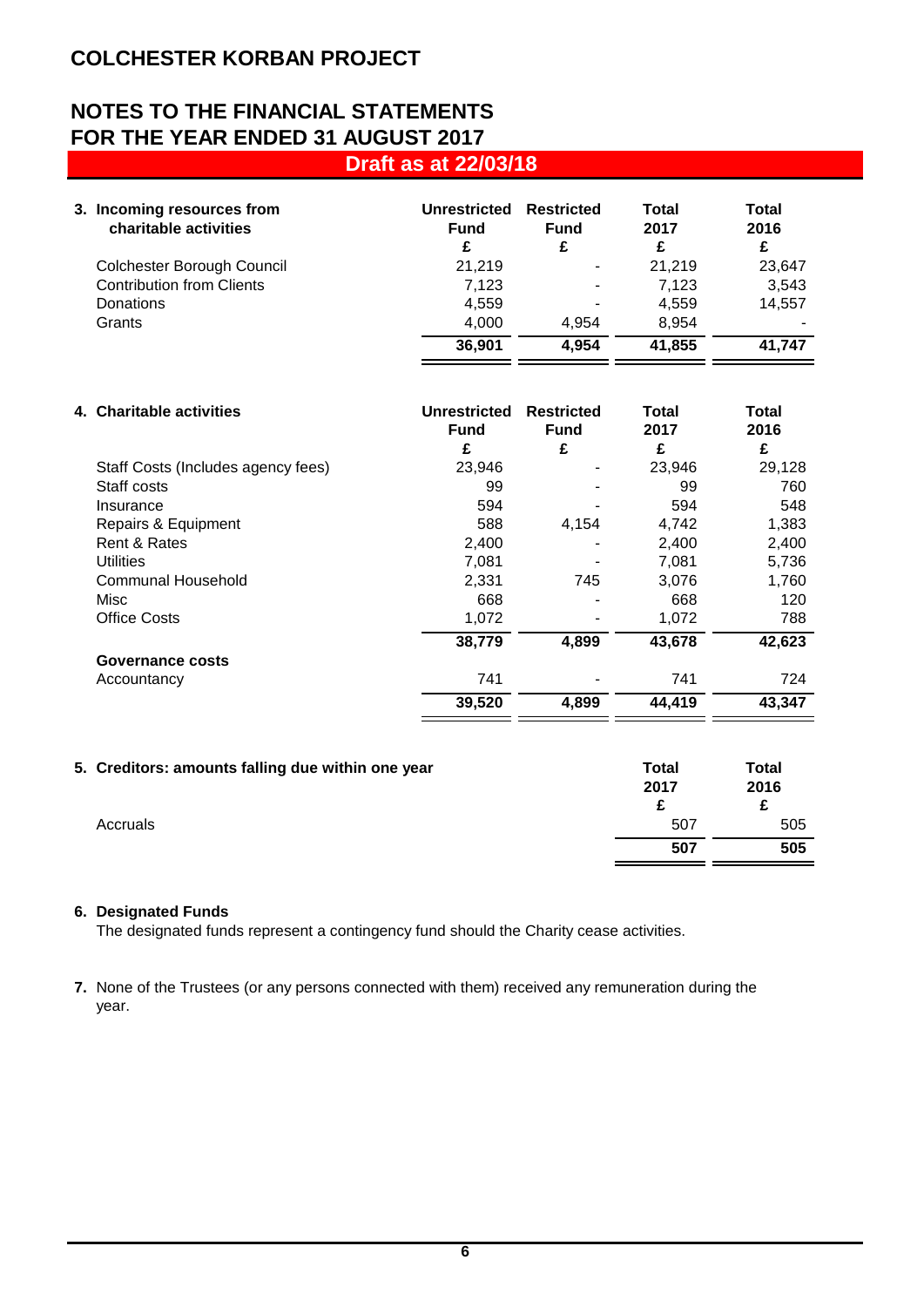# COLCHESTER KORBAN PROJECT

## NOTES TO THE FINANCIAL STATEMENTS
## FOR THE YEAR ENDED 31 AUGUST 2017

**Draft as at 22/03/18**

| 3. Incoming resources from charitable activities | Unrestricted Fund | Restricted Fund | Total 2017 | Total 2016 |
|---|---|---|---|---|
| | £ | £ | £ | £ |
| Colchester Borough Council | 21,219 | - | 21,219 | 23,647 |
| Contribution from Clients | 7,123 | - | 7,123 | 3,543 |
| Donations | 4,559 | - | 4,559 | 14,557 |
| Grants | 4,000 | 4,954 | 8,954 | - |
| | **36,901** | **4,954** | **41,855** | **41,747** |

| 4. Charitable activities | Unrestricted Fund | Restricted Fund | Total 2017 | Total 2016 |
|---|---|---|---|---|
| | £ | £ | £ | £ |
| Staff Costs (Includes agency fees) | 23,946 | - | 23,946 | 29,128 |
| Staff costs | 99 | - | 99 | 760 |
| Insurance | 594 | - | 594 | 548 |
| Repairs & Equipment | 588 | 4,154 | 4,742 | 1,383 |
| Rent & Rates | 2,400 | - | 2,400 | 2,400 |
| Utilities | 7,081 | - | 7,081 | 5,736 |
| Communal Household | 2,331 | 745 | 3,076 | 1,760 |
| Misc | 668 | - | 668 | 120 |
| Office Costs | 1,072 | - | 1,072 | 788 |
| | **38,779** | **4,899** | **43,678** | **42,623** |
| **Governance costs** | | | | |
| Accountancy | 741 | - | 741 | 724 |
| | **39,520** | **4,899** | **44,419** | **43,347** |

| 5. Creditors: amounts falling due within one year | Total 2017 | Total 2016 |
|---|---|---|
| | £ | £ |
| Accruals | 507 | 505 |
| | **507** | **505** |

**6. Designated Funds**

The designated funds represent a contingency fund should the Charity cease activities.

**7.** None of the Trustees (or any persons connected with them) received any remuneration during the year.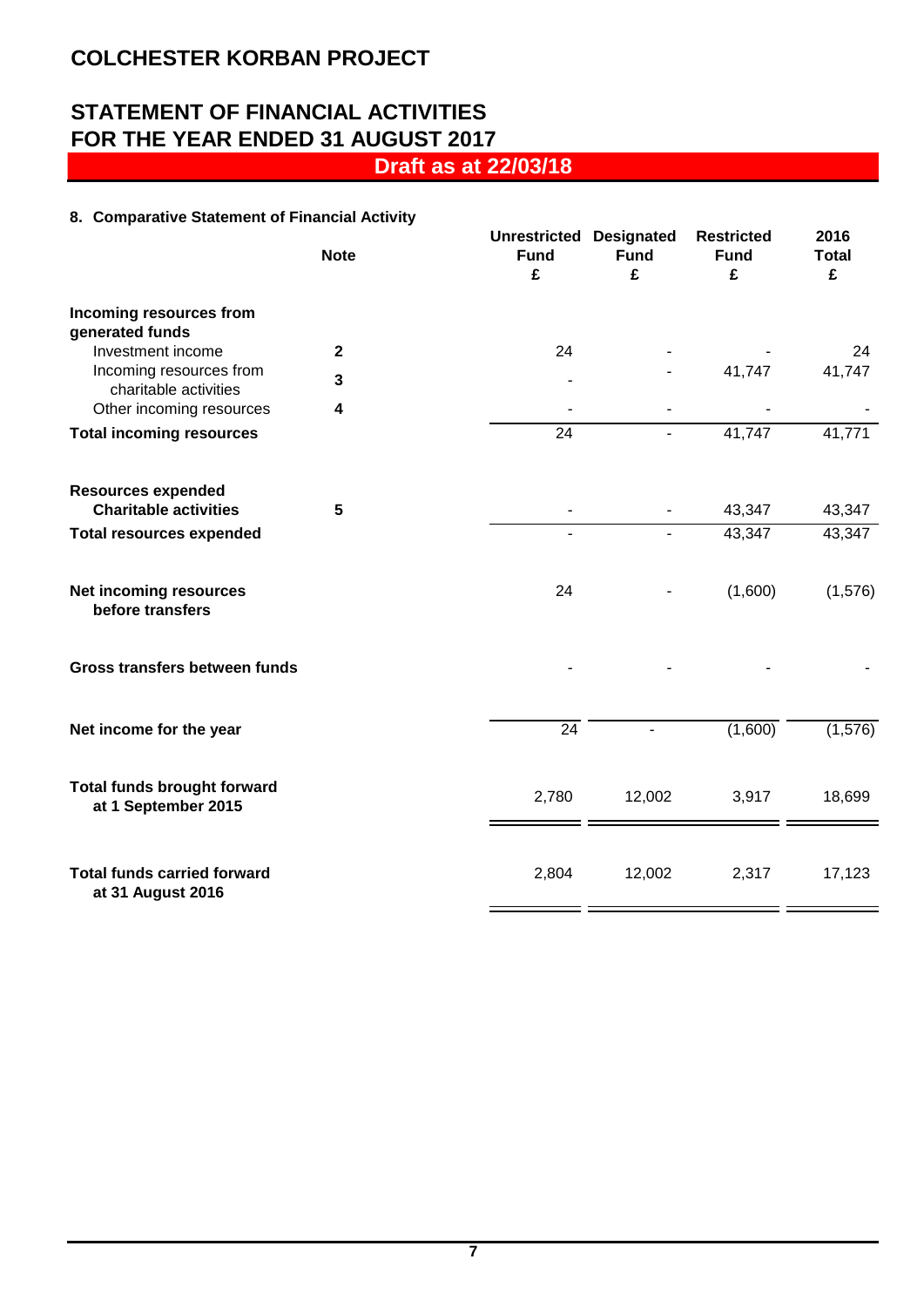# COLCHESTER KORBAN PROJECT

## STATEMENT OF FINANCIAL ACTIVITIES
## FOR THE YEAR ENDED 31 AUGUST 2017

**Draft as at 22/03/18**

### 8. Comparative Statement of Financial Activity

| | Note | Unrestricted Fund £ | Designated Fund £ | Restricted Fund £ | 2016 Total £ |
|---|---|---|---|---|---|
| **Incoming resources from generated funds** | | | | | |
| Investment income | 2 | 24 | - | - | 24 |
| Incoming resources from charitable activities | 3 | - | - | 41,747 | 41,747 |
| Other incoming resources | 4 | - | - | - | - |
| **Total incoming resources** | | 24 | - | 41,747 | 41,771 |
| **Resources expended** | | | | | |
| **Charitable activities** | 5 | - | - | 43,347 | 43,347 |
| **Total resources expended** | | - | - | 43,347 | 43,347 |
| **Net incoming resources before transfers** | | 24 | - | (1,600) | (1,576) |
| **Gross transfers between funds** | | - | - | - | - |
| **Net income for the year** | | 24 | - | (1,600) | (1,576) |
| **Total funds brought forward at 1 September 2015** | | 2,780 | 12,002 | 3,917 | 18,699 |
| **Total funds carried forward at 31 August 2016** | | 2,804 | 12,002 | 2,317 | 17,123 |